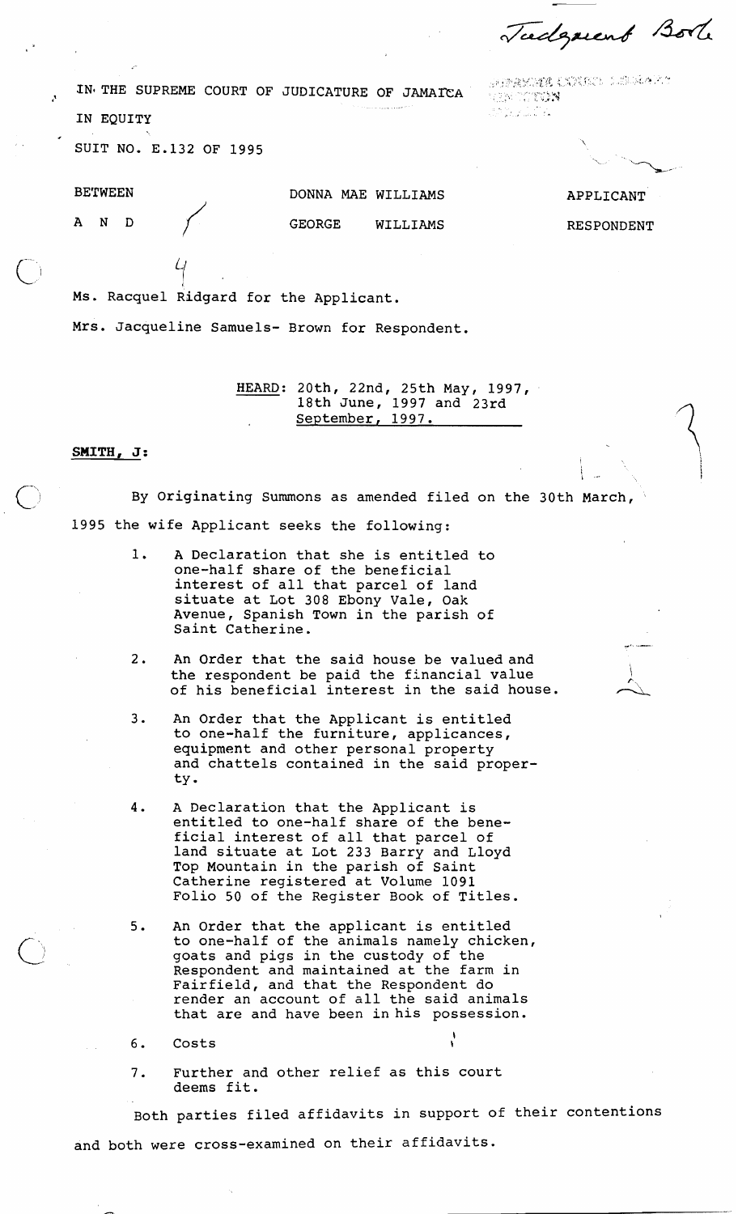Judgment Book

IN THE SUPREME COURT OF JUDICATURE OF JAMAICA

IN EQUITY

SUIT NO. E.132 OF 1995

| | | |
|---|---|---|
| BETWEEN | DONNA MAE WILLIAMS | APPLICANT |
| A N D | GEORGE WILLIAMS | RESPONDENT |

Ms. Racquel Ridgard for the Applicant.

Mrs. Jacqueline Samuels- Brown for Respondent.

HEARD: 20th, 22nd, 25th May, 1997, 18th June, 1997 and 23rd September, 1997.

**SMITH, J:**

By Originating Summons as amended filed on the 30th March, 1995 the wife Applicant seeks the following:

1. A Declaration that she is entitled to one-half share of the beneficial interest of all that parcel of land situate at Lot 308 Ebony Vale, Oak Avenue, Spanish Town in the parish of Saint Catherine.

2. An Order that the said house be valued and the respondent be paid the financial value of his beneficial interest in the said house.

3. An Order that the Applicant is entitled to one-half the furniture, appliances, equipment and other personal property and chattels contained in the said property.

4. A Declaration that the Applicant is entitled to one-half share of the beneficial interest of all that parcel of land situate at Lot 233 Barry and Lloyd Top Mountain in the parish of Saint Catherine registered at Volume 1091 Folio 50 of the Register Book of Titles.

5. An Order that the applicant is entitled to one-half of the animals namely chicken, goats and pigs in the custody of the Respondent and maintained at the farm in Fairfield, and that the Respondent do render an account of all the said animals that are and have been in his possession.

6. Costs

7. Further and other relief as this court deems fit.

Both parties filed affidavits in support of their contentions and both were cross-examined on their affidavits.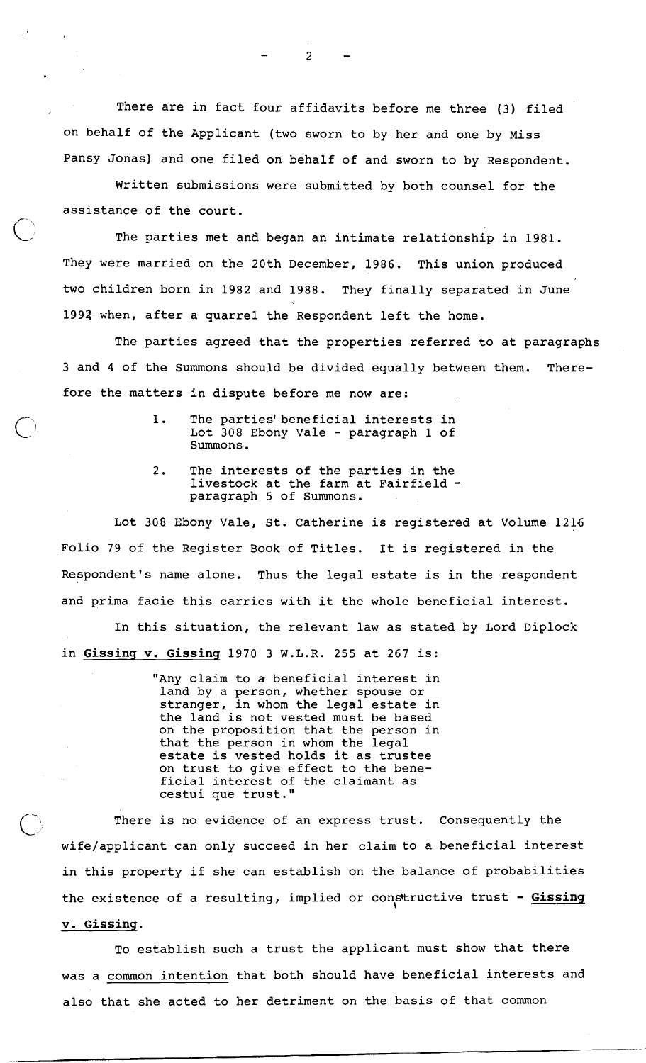There are in fact four affidavits before me three (3) filed on behalf of the Applicant (two sworn to by her and one by Miss Pansy Jonas) and one filed on behalf of and sworn to by Respondent.

Written submissions were submitted by both counsel for the assistance of the court.

The parties met and began an intimate relationship in 1981. They were married on the 20th December, 1986. This union produced two children born in 1982 and 1988. They finally separated in June 1992 when, after a quarrel the Respondent left the home.

The parties agreed that the properties referred to at paragraphs 3 and 4 of the Summons should be divided equally between them. Therefore the matters in dispute before me now are:

1. The parties' beneficial interests in Lot 308 Ebony Vale - paragraph 1 of Summons.

2. The interests of the parties in the livestock at the farm at Fairfield - paragraph 5 of Summons.

Lot 308 Ebony Vale, St. Catherine is registered at Volume 1216 Folio 79 of the Register Book of Titles. It is registered in the Respondent's name alone. Thus the legal estate is in the respondent and prima facie this carries with it the whole beneficial interest.

In this situation, the relevant law as stated by Lord Diplock in **Gissing v. Gissing** 1970 3 W.L.R. 255 at 267 is:

> "Any claim to a beneficial interest in land by a person, whether spouse or stranger, in whom the legal estate in the land is not vested must be based on the proposition that the person in that the person in whom the legal estate is vested holds it as trustee on trust to give effect to the beneficial interest of the claimant as cestui que trust."

There is no evidence of an express trust. Consequently the wife/applicant can only succeed in her claim to a beneficial interest in this property if she can establish on the balance of probabilities the existence of a resulting, implied or constructive trust - **Gissing v. Gissing**.

To establish such a trust the applicant must show that there was a common intention that both should have beneficial interests and also that she acted to her detriment on the basis of that common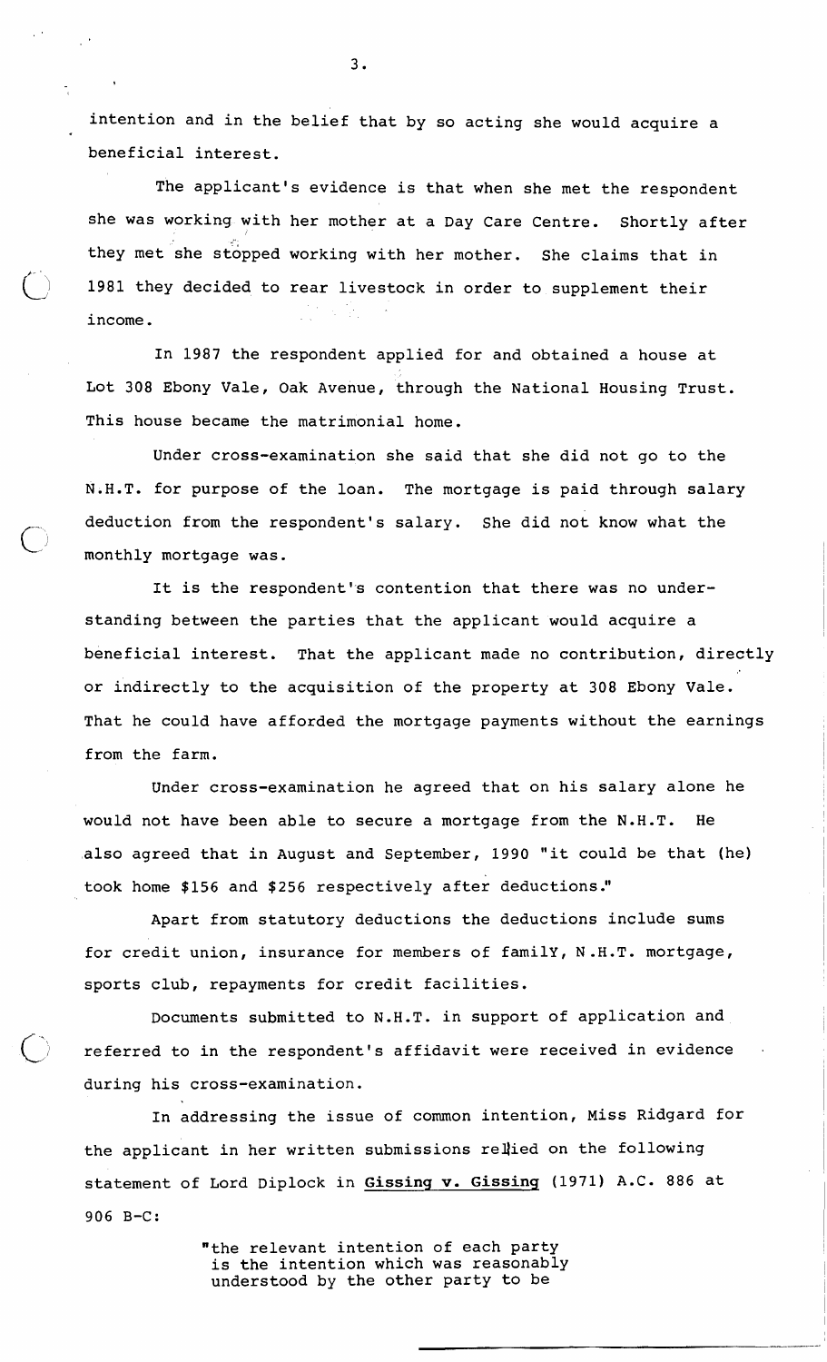intention and in the belief that by so acting she would acquire a beneficial interest.

The applicant's evidence is that when she met the respondent she was working with her mother at a Day Care Centre. Shortly after they met she stopped working with her mother. She claims that in 1981 they decided to rear livestock in order to supplement their income.

In 1987 the respondent applied for and obtained a house at Lot 308 Ebony Vale, Oak Avenue, through the National Housing Trust. This house became the matrimonial home.

Under cross-examination she said that she did not go to the N.H.T. for purpose of the loan. The mortgage is paid through salary deduction from the respondent's salary. She did not know what the monthly mortgage was.

It is the respondent's contention that there was no understanding between the parties that the applicant would acquire a beneficial interest. That the applicant made no contribution, directly or indirectly to the acquisition of the property at 308 Ebony Vale. That he could have afforded the mortgage payments without the earnings from the farm.

Under cross-examination he agreed that on his salary alone he would not have been able to secure a mortgage from the N.H.T. He also agreed that in August and September, 1990 "it could be that (he) took home $156 and $256 respectively after deductions."

Apart from statutory deductions the deductions include sums for credit union, insurance for members of famiLY, N.H.T. mortgage, sports club, repayments for credit facilities.

Documents submitted to N.H.T. in support of application and referred to in the respondent's affidavit were received in evidence during his cross-examination.

In addressing the issue of common intention, Miss Ridgard for the applicant in her written submissions relied on the following statement of Lord Diplock in **Gissing v. Gissing** (1971) A.C. 886 at 906 B-C:

> "the relevant intention of each party is the intention which was reasonably understood by the other party to be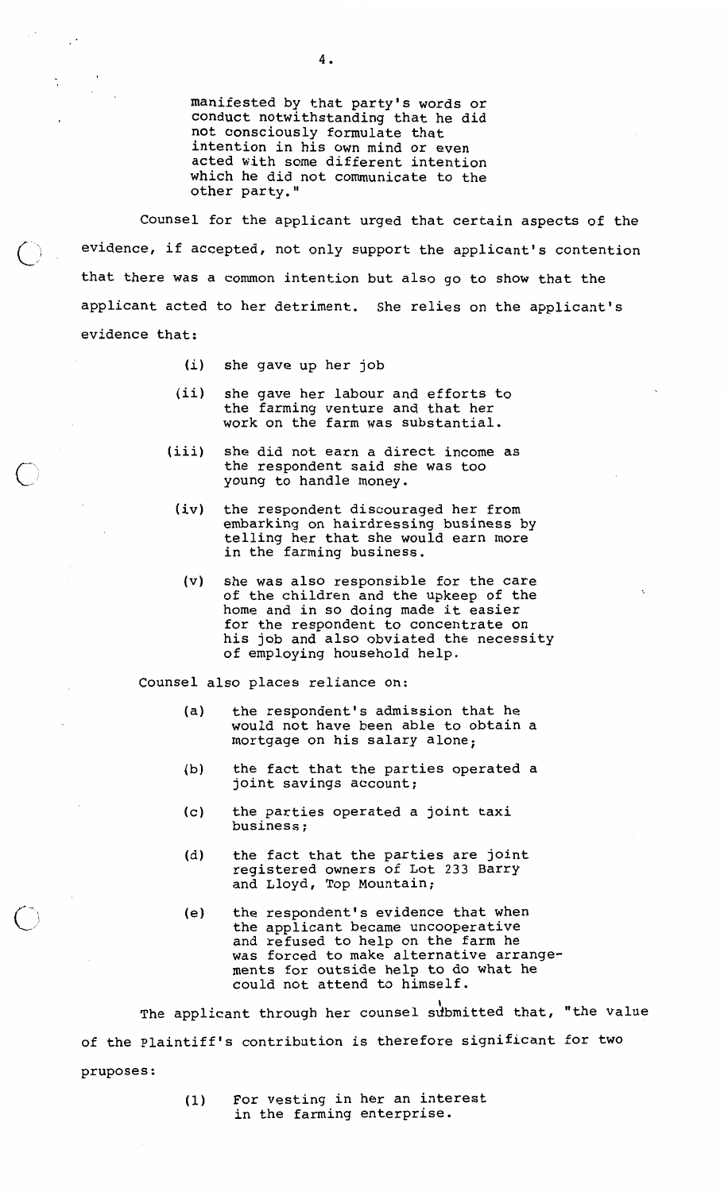> manifested by that party's words or conduct notwithstanding that he did not consciously formulate that intention in his own mind or even acted with some different intention which he did not communicate to the other party."

Counsel for the applicant urged that certain aspects of the evidence, if accepted, not only support the applicant's contention that there was a common intention but also go to show that the applicant acted to her detriment. She relies on the applicant's evidence that:

- (i) she gave up her job
- (ii) she gave her labour and efforts to the farming venture and that her work on the farm was substantial.
- (iii) she did not earn a direct income as the respondent said she was too young to handle money.
- (iv) the respondent discouraged her from embarking on hairdressing business by telling her that she would earn more in the farming business.
- (v) she was also responsible for the care of the children and the upkeep of the home and in so doing made it easier for the respondent to concentrate on his job and also obviated the necessity of employing household help.

Counsel also places reliance on:

- (a) the respondent's admission that he would not have been able to obtain a mortgage on his salary alone;
- (b) the fact that the parties operated a joint savings account;
- (c) the parties operated a joint taxi business;
- (d) the fact that the parties are joint registered owners of Lot 233 Barry and Lloyd, Top Mountain;
- (e) the respondent's evidence that when the applicant became uncooperative and refused to help on the farm he was forced to make alternative arrangements for outside help to do what he could not attend to himself.

The applicant through her counsel submitted that, "the value of the Plaintiff's contribution is therefore significant for two pruposes:

- (1) For vesting in her an interest in the farming enterprise.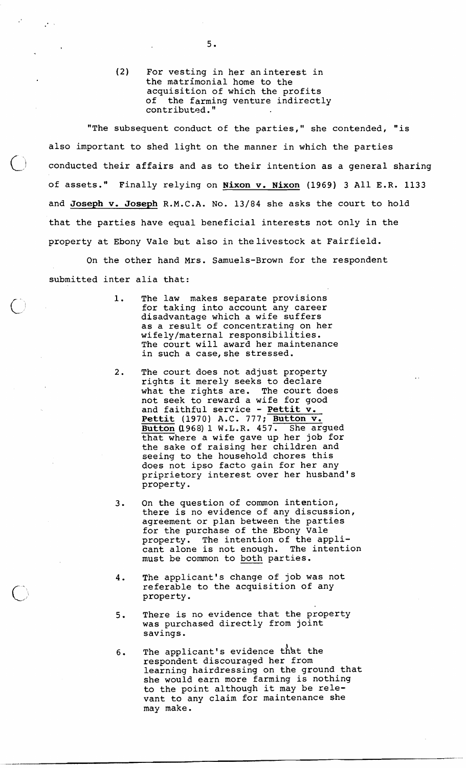(2) For vesting in her an interest in the matrimonial home to the acquisition of which the profits of the farming venture indirectly contributed."

"The subsequent conduct of the parties," she contended, "is also important to shed light on the manner in which the parties conducted their affairs and as to their intention as a general sharing of assets." Finally relying on **Nixon v. Nixon** (1969) 3 All E.R. 1133 and **Joseph v. Joseph** R.M.C.A. No. 13/84 she asks the court to hold that the parties have equal beneficial interests not only in the property at Ebony Vale but also in the livestock at Fairfield.

On the other hand Mrs. Samuels-Brown for the respondent submitted inter alia that:

1. The law makes separate provisions for taking into account any career disadvantage which a wife suffers as a result of concentrating on her wifely/maternal responsibilities. The court will award her maintenance in such a case, she stressed.

2. The court does not adjust property rights it merely seeks to declare what the rights are. The court does not seek to reward a wife for good and faithful service - **Pettit v. Pettit** (1970) A.C. 777; **Button v. Button** (1968) 1 W.L.R. 457. She argued that where a wife gave up her job for the sake of raising her children and seeing to the household chores this does not ipso facto gain for her any priprietory interest over her husband's property.

3. On the question of common intention, there is no evidence of any discussion, agreement or plan between the parties for the purchase of the Ebony Vale property. The intention of the applicant alone is not enough. The intention must be common to both parties.

4. The applicant's change of job was not referable to the acquisition of any property.

5. There is no evidence that the property was purchased directly from joint savings.

6. The applicant's evidence that the respondent discouraged her from learning hairdressing on the ground that she would earn more farming is nothing to the point although it may be relevant to any claim for maintenance she may make.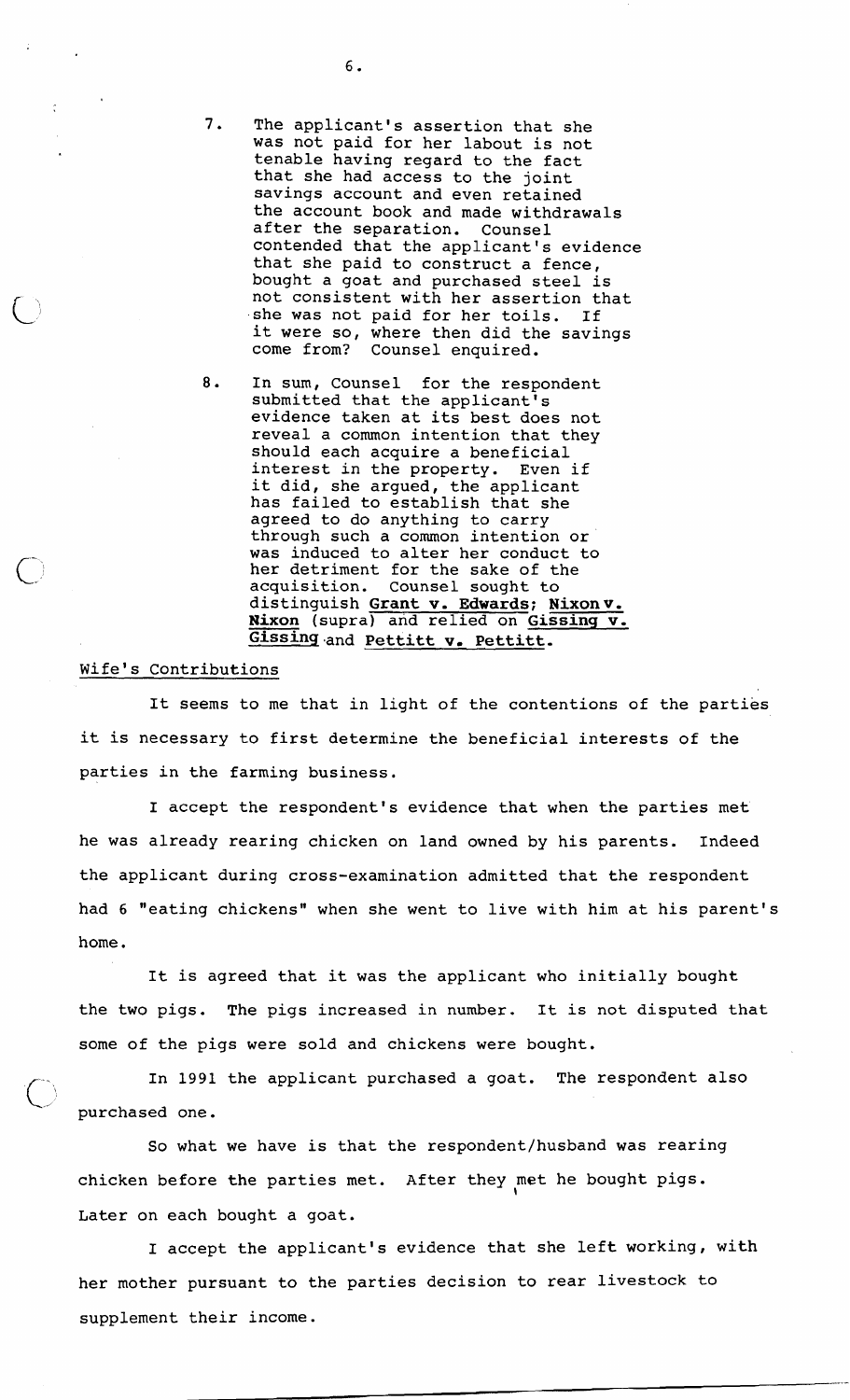7. The applicant's assertion that she was not paid for her labout is not tenable having regard to the fact that she had access to the joint savings account and even retained the account book and made withdrawals after the separation. Counsel contended that the applicant's evidence that she paid to construct a fence, bought a goat and purchased steel is not consistent with her assertion that she was not paid for her toils. If it were so, where then did the savings come from? Counsel enquired.

8. In sum, Counsel for the respondent submitted that the applicant's evidence taken at its best does not reveal a common intention that they should each acquire a beneficial interest in the property. Even if it did, she argued, the applicant has failed to establish that she agreed to do anything to carry through such a common intention or was induced to alter her conduct to her detriment for the sake of the acquisition. Counsel sought to distinguish **Grant v. Edwards; Nixon v. Nixon** (supra) and relied on **Gissing v. Gissing** and **Pettitt v. Pettitt**.

## Wife's Contributions

It seems to me that in light of the contentions of the parties it is necessary to first determine the beneficial interests of the parties in the farming business.

I accept the respondent's evidence that when the parties met he was already rearing chicken on land owned by his parents. Indeed the applicant during cross-examination admitted that the respondent had 6 "eating chickens" when she went to live with him at his parent's home.

It is agreed that it was the applicant who initially bought the two pigs. The pigs increased in number. It is not disputed that some of the pigs were sold and chickens were bought.

In 1991 the applicant purchased a goat. The respondent also purchased one.

So what we have is that the respondent/husband was rearing chicken before the parties met. After they met he bought pigs. Later on each bought a goat.

I accept the applicant's evidence that she left working, with her mother pursuant to the parties decision to rear livestock to supplement their income.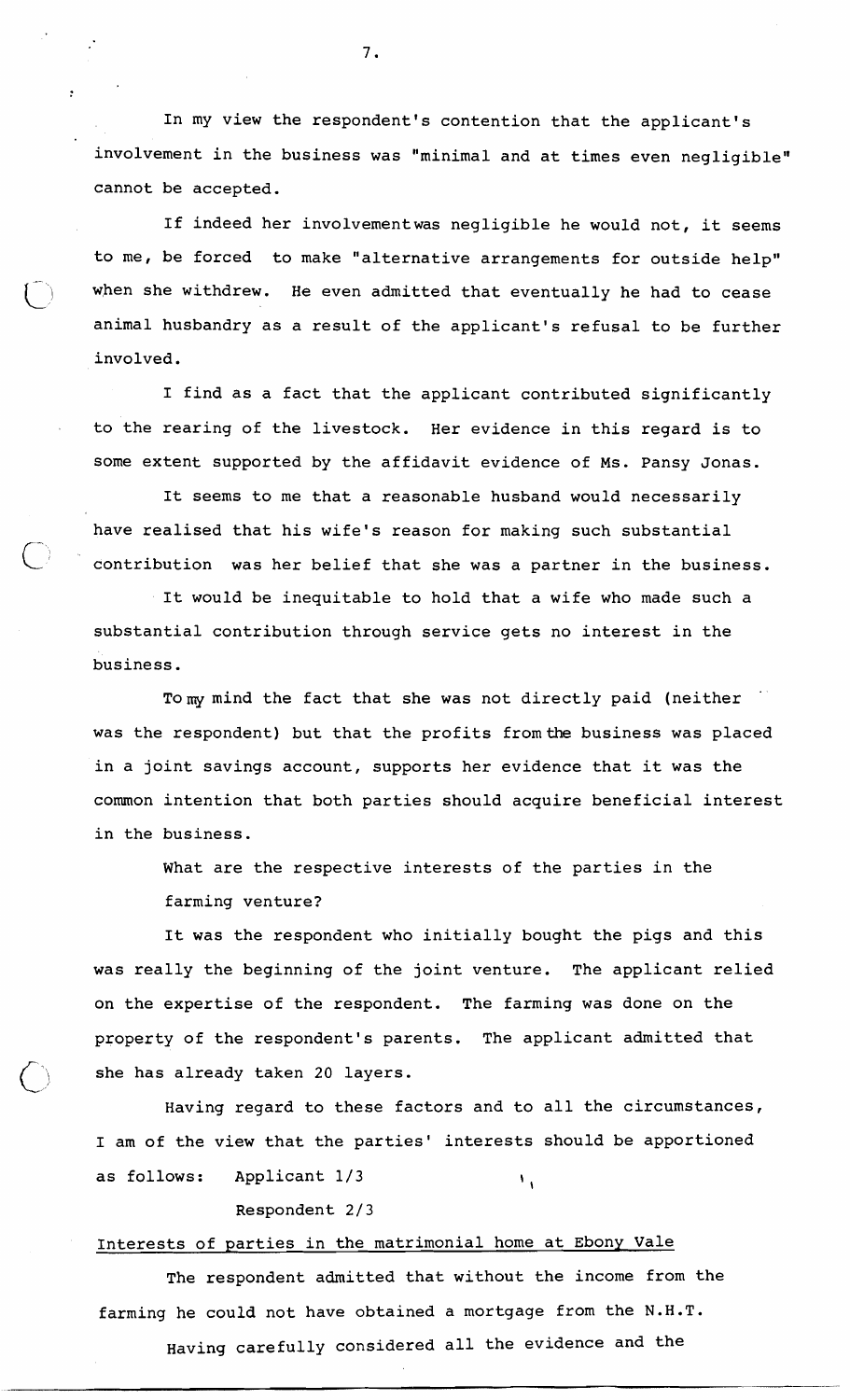In my view the respondent's contention that the applicant's involvement in the business was "minimal and at times even negligible" cannot be accepted.

If indeed her involvement was negligible he would not, it seems to me, be forced to make "alternative arrangements for outside help" when she withdrew. He even admitted that eventually he had to cease animal husbandry as a result of the applicant's refusal to be further involved.

I find as a fact that the applicant contributed significantly to the rearing of the livestock. Her evidence in this regard is to some extent supported by the affidavit evidence of Ms. Pansy Jonas.

It seems to me that a reasonable husband would necessarily have realised that his wife's reason for making such substantial contribution was her belief that she was a partner in the business.

It would be inequitable to hold that a wife who made such a substantial contribution through service gets no interest in the business.

To my mind the fact that she was not directly paid (neither was the respondent) but that the profits from the business was placed in a joint savings account, supports her evidence that it was the common intention that both parties should acquire beneficial interest in the business.

What are the respective interests of the parties in the farming venture?

It was the respondent who initially bought the pigs and this was really the beginning of the joint venture. The applicant relied on the expertise of the respondent. The farming was done on the property of the respondent's parents. The applicant admitted that she has already taken 20 layers.

Having regard to these factors and to all the circumstances, I am of the view that the parties' interests should be apportioned as follows: Applicant 1/3

Respondent 2/3

Interests of parties in the matrimonial home at Ebony Vale

The respondent admitted that without the income from the farming he could not have obtained a mortgage from the N.H.T.

Having carefully considered all the evidence and the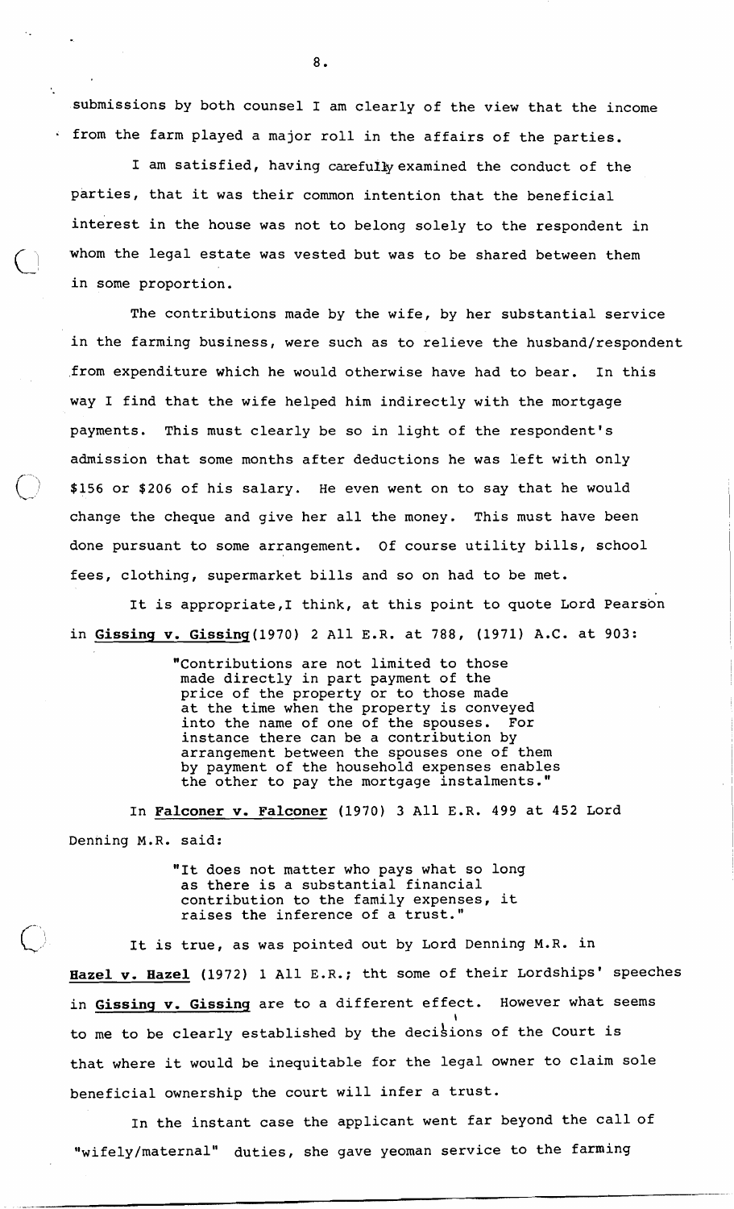submissions by both counsel I am clearly of the view that the income from the farm played a major roll in the affairs of the parties.

I am satisfied, having carefully examined the conduct of the parties, that it was their common intention that the beneficial interest in the house was not to belong solely to the respondent in whom the legal estate was vested but was to be shared between them in some proportion.

The contributions made by the wife, by her substantial service in the farming business, were such as to relieve the husband/respondent from expenditure which he would otherwise have had to bear. In this way I find that the wife helped him indirectly with the mortgage payments. This must clearly be so in light of the respondent's admission that some months after deductions he was left with only $156 or $206 of his salary. He even went on to say that he would change the cheque and give her all the money. This must have been done pursuant to some arrangement. Of course utility bills, school fees, clothing, supermarket bills and so on had to be met.

It is appropriate,I think, at this point to quote Lord Pearson in **Gissing v. Gissing**(1970) 2 All E.R. at 788, (1971) A.C. at 903:

> "Contributions are not limited to those made directly in part payment of the price of the property or to those made at the time when the property is conveyed into the name of one of the spouses. For instance there can be a contribution by arrangement between the spouses one of them by payment of the household expenses enables the other to pay the mortgage instalments."

In **Falconer v. Falconer** (1970) 3 All E.R. 499 at 452 Lord Denning M.R. said:

> "It does not matter who pays what so long as there is a substantial financial contribution to the family expenses, it raises the inference of a trust."

It is true, as was pointed out by Lord Denning M.R. in **Hazel v. Hazel** (1972) 1 All E.R.; tht some of their Lordships' speeches in **Gissing v. Gissing** are to a different effect. However what seems to me to be clearly established by the decisions of the Court is that where it would be inequitable for the legal owner to claim sole beneficial ownership the court will infer a trust.

In the instant case the applicant went far beyond the call of "wifely/maternal" duties, she gave yeoman service to the farming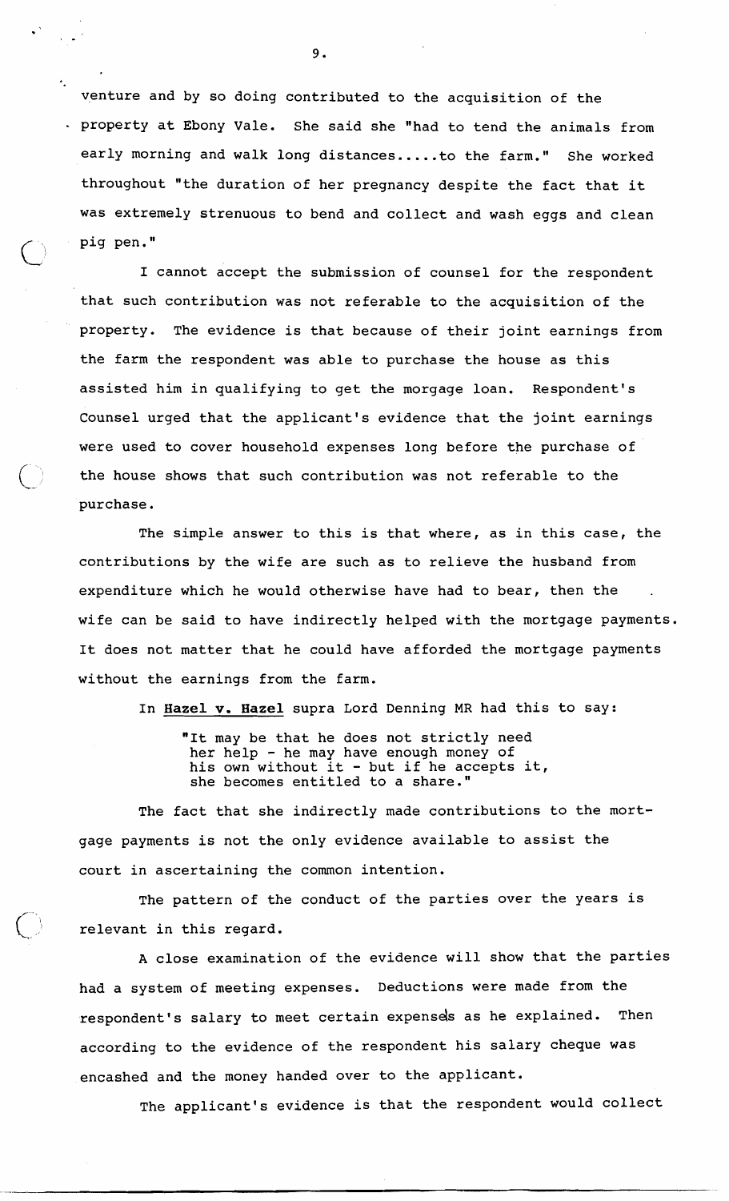venture and by so doing contributed to the acquisition of the property at Ebony Vale. She said she "had to tend the animals from early morning and walk long distances.....to the farm." She worked throughout "the duration of her pregnancy despite the fact that it was extremely strenuous to bend and collect and wash eggs and clean pig pen."

I cannot accept the submission of counsel for the respondent that such contribution was not referable to the acquisition of the property. The evidence is that because of their joint earnings from the farm the respondent was able to purchase the house as this assisted him in qualifying to get the morgage loan. Respondent's Counsel urged that the applicant's evidence that the joint earnings were used to cover household expenses long before the purchase of the house shows that such contribution was not referable to the purchase.

The simple answer to this is that where, as in this case, the contributions by the wife are such as to relieve the husband from expenditure which he would otherwise have had to bear, then the wife can be said to have indirectly helped with the mortgage payments. It does not matter that he could have afforded the mortgage payments without the earnings from the farm.

In **Hazel v. Hazel** supra Lord Denning MR had this to say:

> "It may be that he does not strictly need her help - he may have enough money of his own without it - but if he accepts it, she becomes entitled to a share."

The fact that she indirectly made contributions to the mortgage payments is not the only evidence available to assist the court in ascertaining the common intention.

The pattern of the conduct of the parties over the years is relevant in this regard.

A close examination of the evidence will show that the parties had a system of meeting expenses. Deductions were made from the respondent's salary to meet certain expenses as he explained. Then according to the evidence of the respondent his salary cheque was encashed and the money handed over to the applicant.

The applicant's evidence is that the respondent would collect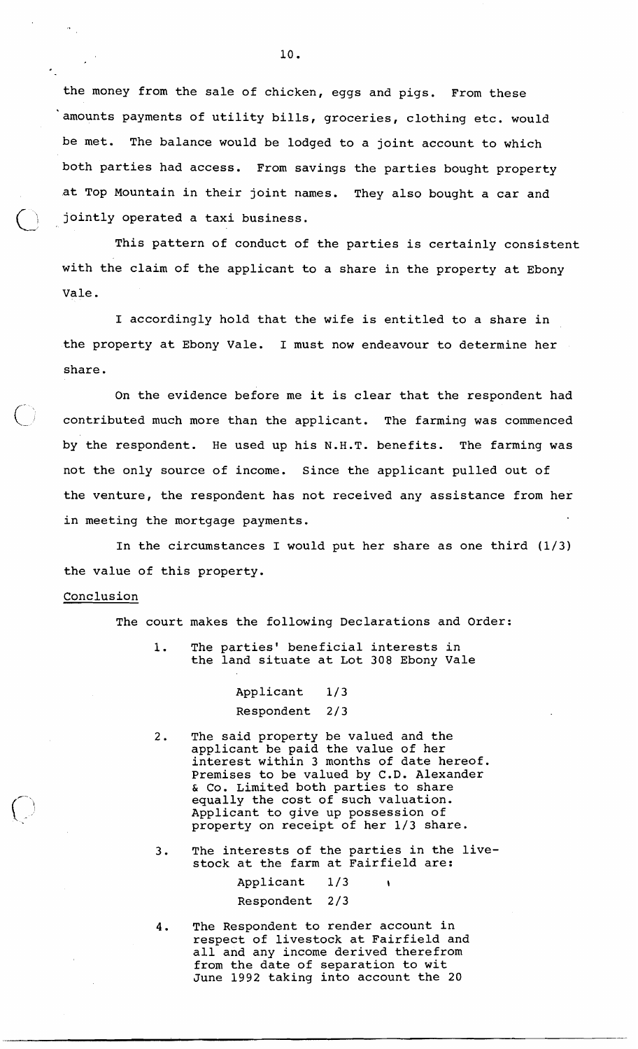the money from the sale of chicken, eggs and pigs. From these amounts payments of utility bills, groceries, clothing etc. would be met. The balance would be lodged to a joint account to which both parties had access. From savings the parties bought property at Top Mountain in their joint names. They also bought a car and jointly operated a taxi business.

This pattern of conduct of the parties is certainly consistent with the claim of the applicant to a share in the property at Ebony Vale.

I accordingly hold that the wife is entitled to a share in the property at Ebony Vale. I must now endeavour to determine her share.

On the evidence before me it is clear that the respondent had contributed much more than the applicant. The farming was commenced by the respondent. He used up his N.H.T. benefits. The farming was not the only source of income. Since the applicant pulled out of the venture, the respondent has not received any assistance from her in meeting the mortgage payments.

In the circumstances I would put her share as one third (1/3) the value of this property.

## Conclusion

The court makes the following Declarations and Order:

1. The parties' beneficial interests in the land situate at Lot 308 Ebony Vale

   Applicant 1/3
   Respondent 2/3

2. The said property be valued and the applicant be paid the value of her interest within 3 months of date hereof. Premises to be valued by C.D. Alexander & Co. Limited both parties to share equally the cost of such valuation. Applicant to give up possession of property on receipt of her 1/3 share.

3. The interests of the parties in the livestock at the farm at Fairfield are:

   Applicant 1/3
   Respondent 2/3

4. The Respondent to render account in respect of livestock at Fairfield and all and any income derived therefrom from the date of separation to wit June 1992 taking into account the 20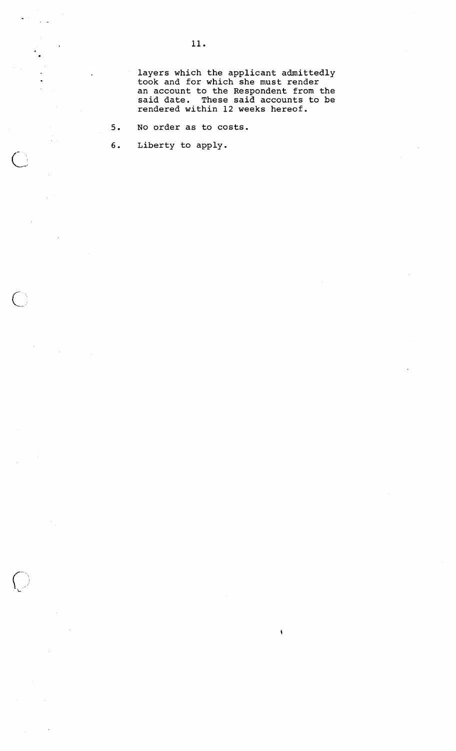layers which the applicant admittedly took and for which she must render an account to the Respondent from the said date. These said accounts to be rendered within 12 weeks hereof.

5. No order as to costs.

6. Liberty to apply.